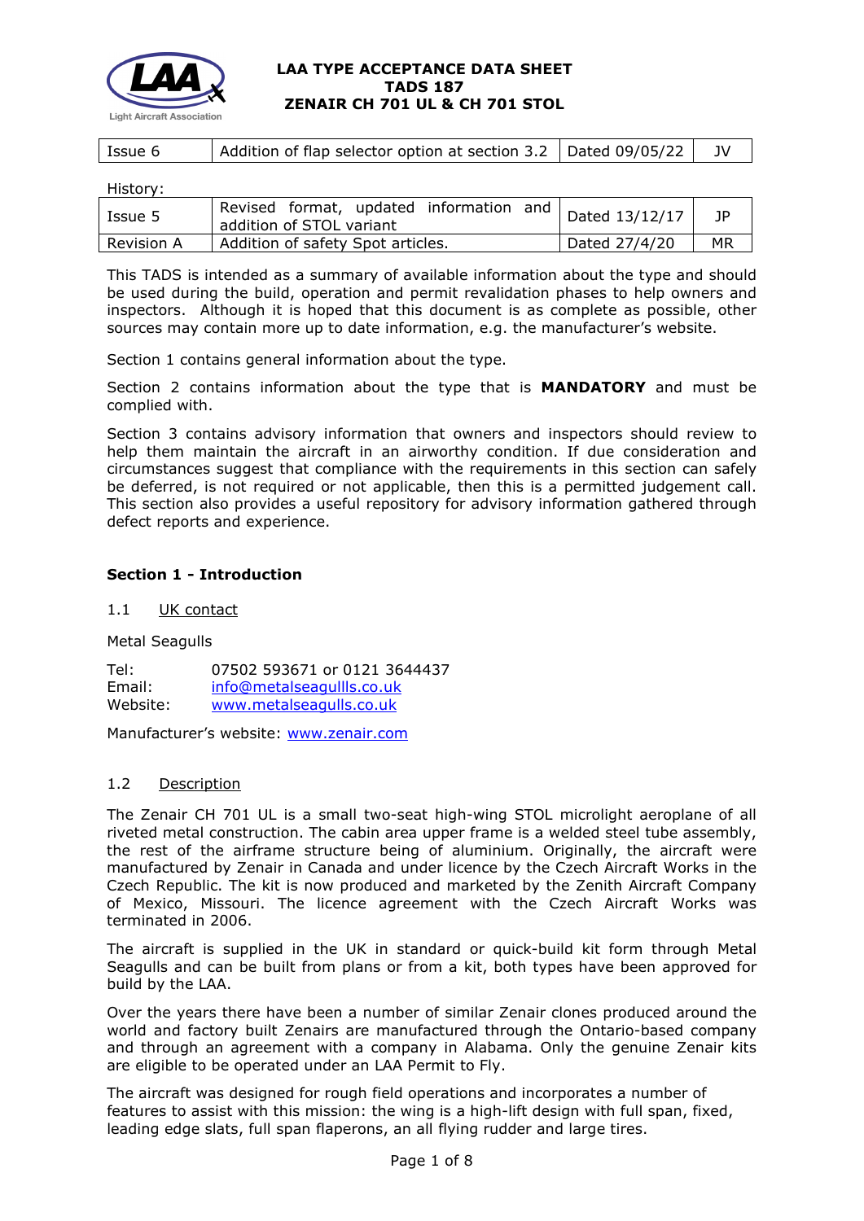# LAA TYPE ACCEPTANCE DATA SHEET
# TADS 187
# ZENAIR CH 701 UL & CH 701 STOL

| Issue 6 | Addition of flap selector option at section 3.2 | Dated 09/05/22 | JV |
|---|---|---|---|

History:

| Issue 5 | Revised format, updated information and addition of STOL variant | Dated 13/12/17 | JP |
|---|---|---|---|
| Revision A | Addition of safety Spot articles. | Dated 27/4/20 | MR |

This TADS is intended as a summary of available information about the type and should be used during the build, operation and permit revalidation phases to help owners and inspectors. Although it is hoped that this document is as complete as possible, other sources may contain more up to date information, e.g. the manufacturer's website.

Section 1 contains general information about the type.

Section 2 contains information about the type that is **MANDATORY** and must be complied with.

Section 3 contains advisory information that owners and inspectors should review to help them maintain the aircraft in an airworthy condition. If due consideration and circumstances suggest that compliance with the requirements in this section can safely be deferred, is not required or not applicable, then this is a permitted judgement call. This section also provides a useful repository for advisory information gathered through defect reports and experience.

## Section 1 - Introduction

### 1.1 UK contact

Metal Seagulls

Tel: 07502 593671 or 0121 3644437
Email: info@metalseagullls.co.uk
Website: www.metalseagulls.co.uk

Manufacturer's website: www.zenair.com

### 1.2 Description

The Zenair CH 701 UL is a small two-seat high-wing STOL microlight aeroplane of all riveted metal construction. The cabin area upper frame is a welded steel tube assembly, the rest of the airframe structure being of aluminium. Originally, the aircraft were manufactured by Zenair in Canada and under licence by the Czech Aircraft Works in the Czech Republic. The kit is now produced and marketed by the Zenith Aircraft Company of Mexico, Missouri. The licence agreement with the Czech Aircraft Works was terminated in 2006.

The aircraft is supplied in the UK in standard or quick-build kit form through Metal Seagulls and can be built from plans or from a kit, both types have been approved for build by the LAA.

Over the years there have been a number of similar Zenair clones produced around the world and factory built Zenairs are manufactured through the Ontario-based company and through an agreement with a company in Alabama. Only the genuine Zenair kits are eligible to be operated under an LAA Permit to Fly.

The aircraft was designed for rough field operations and incorporates a number of features to assist with this mission: the wing is a high-lift design with full span, fixed, leading edge slats, full span flaperons, an all flying rudder and large tires.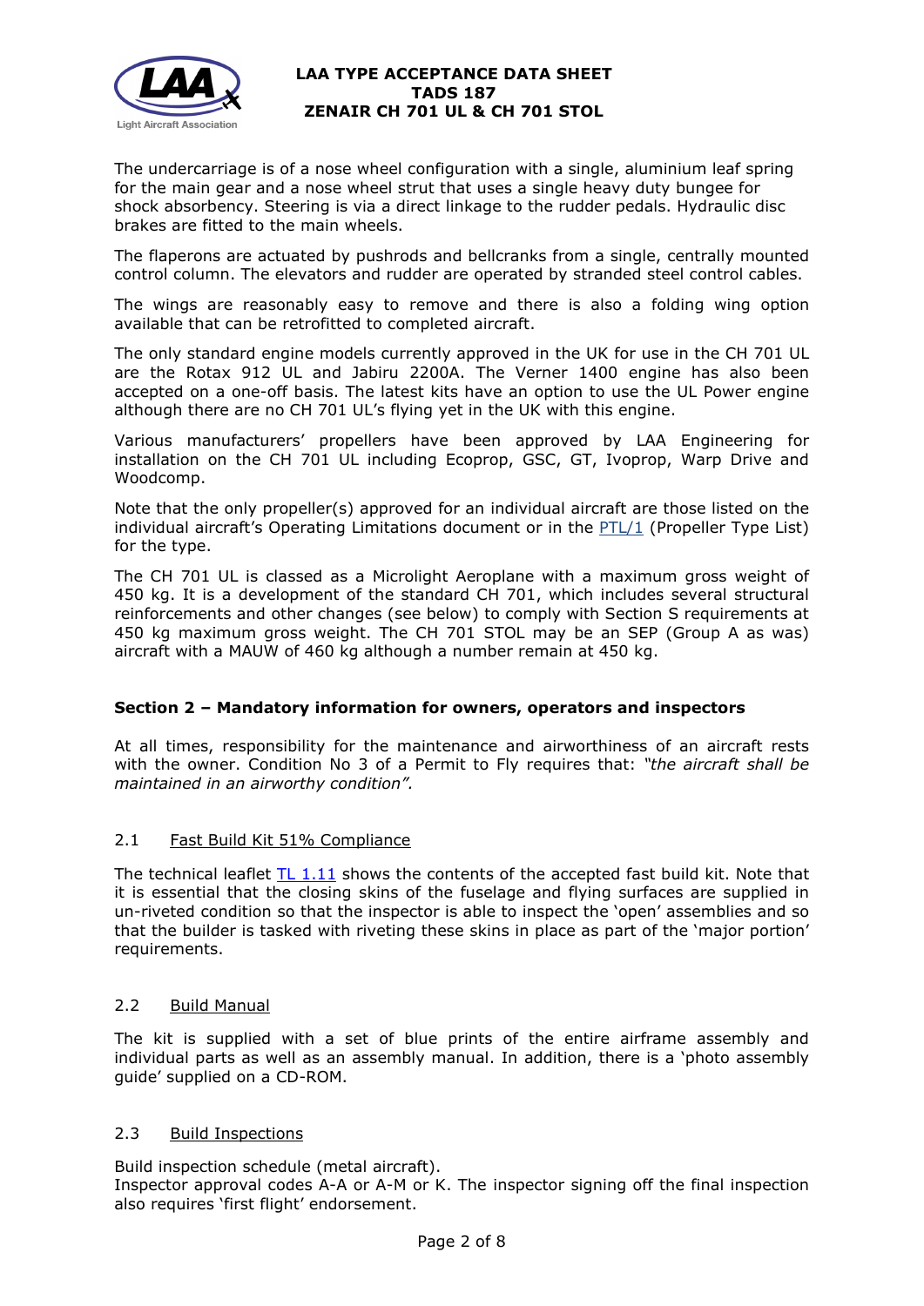The undercarriage is of a nose wheel configuration with a single, aluminium leaf spring for the main gear and a nose wheel strut that uses a single heavy duty bungee for shock absorbency. Steering is via a direct linkage to the rudder pedals. Hydraulic disc brakes are fitted to the main wheels.

The flaperons are actuated by pushrods and bellcranks from a single, centrally mounted control column. The elevators and rudder are operated by stranded steel control cables.

The wings are reasonably easy to remove and there is also a folding wing option available that can be retrofitted to completed aircraft.

The only standard engine models currently approved in the UK for use in the CH 701 UL are the Rotax 912 UL and Jabiru 2200A. The Verner 1400 engine has also been accepted on a one-off basis. The latest kits have an option to use the UL Power engine although there are no CH 701 UL's flying yet in the UK with this engine.

Various manufacturers' propellers have been approved by LAA Engineering for installation on the CH 701 UL including Ecoprop, GSC, GT, Ivoprop, Warp Drive and Woodcomp.

Note that the only propeller(s) approved for an individual aircraft are those listed on the individual aircraft's Operating Limitations document or in the PTL/1 (Propeller Type List) for the type.

The CH 701 UL is classed as a Microlight Aeroplane with a maximum gross weight of 450 kg. It is a development of the standard CH 701, which includes several structural reinforcements and other changes (see below) to comply with Section S requirements at 450 kg maximum gross weight. The CH 701 STOL may be an SEP (Group A as was) aircraft with a MAUW of 460 kg although a number remain at 450 kg.

## Section 2 – Mandatory information for owners, operators and inspectors

At all times, responsibility for the maintenance and airworthiness of an aircraft rests with the owner. Condition No 3 of a Permit to Fly requires that: *"the aircraft shall be maintained in an airworthy condition".*

### 2.1 Fast Build Kit 51% Compliance

The technical leaflet TL 1.11 shows the contents of the accepted fast build kit. Note that it is essential that the closing skins of the fuselage and flying surfaces are supplied in un-riveted condition so that the inspector is able to inspect the 'open' assemblies and so that the builder is tasked with riveting these skins in place as part of the 'major portion' requirements.

### 2.2 Build Manual

The kit is supplied with a set of blue prints of the entire airframe assembly and individual parts as well as an assembly manual. In addition, there is a 'photo assembly guide' supplied on a CD-ROM.

### 2.3 Build Inspections

Build inspection schedule (metal aircraft).
Inspector approval codes A-A or A-M or K. The inspector signing off the final inspection also requires 'first flight' endorsement.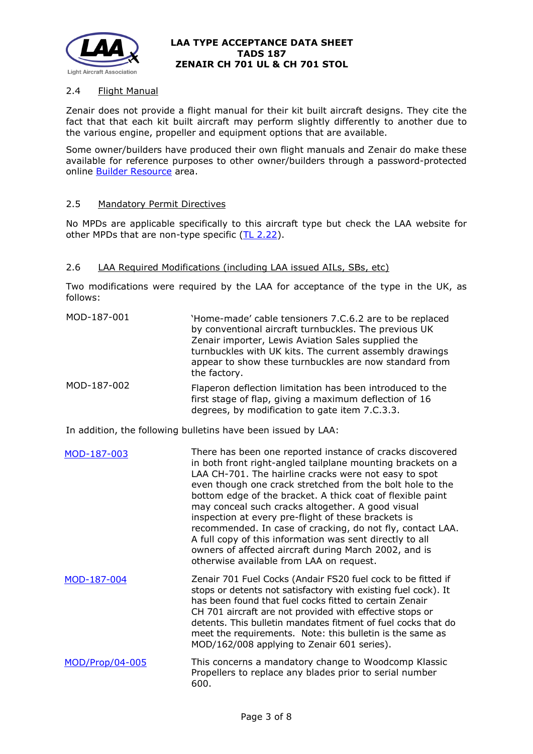### 2.4 Flight Manual

Zenair does not provide a flight manual for their kit built aircraft designs. They cite the fact that that each kit built aircraft may perform slightly differently to another due to the various engine, propeller and equipment options that are available.

Some owner/builders have produced their own flight manuals and Zenair do make these available for reference purposes to other owner/builders through a password-protected online Builder Resource area.

### 2.5 Mandatory Permit Directives

No MPDs are applicable specifically to this aircraft type but check the LAA website for other MPDs that are non-type specific (TL 2.22).

### 2.6 LAA Required Modifications (including LAA issued AILs, SBs, etc)

Two modifications were required by the LAA for acceptance of the type in the UK, as follows:

| | |
|---|---|
| MOD-187-001 | 'Home-made' cable tensioners 7.C.6.2 are to be replaced by conventional aircraft turnbuckles. The previous UK Zenair importer, Lewis Aviation Sales supplied the turnbuckles with UK kits. The current assembly drawings appear to show these turnbuckles are now standard from the factory. |
| MOD-187-002 | Flaperon deflection limitation has been introduced to the first stage of flap, giving a maximum deflection of 16 degrees, by modification to gate item 7.C.3.3. |

In addition, the following bulletins have been issued by LAA:

| | |
|---|---|
| MOD-187-003 | There has been one reported instance of cracks discovered in both front right-angled tailplane mounting brackets on a LAA CH-701. The hairline cracks were not easy to spot even though one crack stretched from the bolt hole to the bottom edge of the bracket. A thick coat of flexible paint may conceal such cracks altogether. A good visual inspection at every pre-flight of these brackets is recommended. In case of cracking, do not fly, contact LAA. A full copy of this information was sent directly to all owners of affected aircraft during March 2002, and is otherwise available from LAA on request. |
| MOD-187-004 | Zenair 701 Fuel Cocks (Andair FS20 fuel cock to be fitted if stops or detents not satisfactory with existing fuel cock). It has been found that fuel cocks fitted to certain Zenair CH 701 aircraft are not provided with effective stops or detents. This bulletin mandates fitment of fuel cocks that do meet the requirements. Note: this bulletin is the same as MOD/162/008 applying to Zenair 601 series). |
| MOD/Prop/04-005 | This concerns a mandatory change to Woodcomp Klassic Propellers to replace any blades prior to serial number 600. |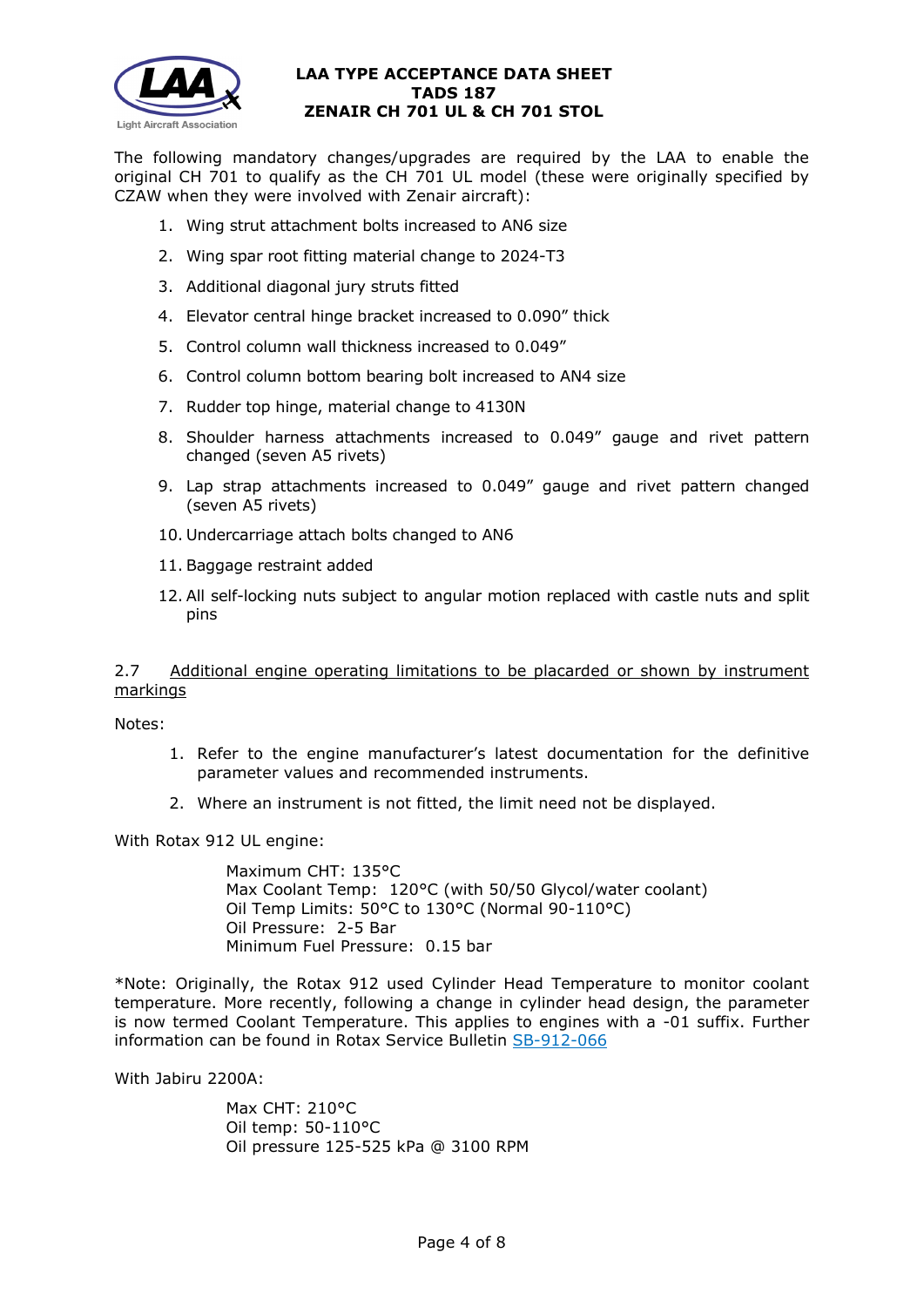The following mandatory changes/upgrades are required by the LAA to enable the original CH 701 to qualify as the CH 701 UL model (these were originally specified by CZAW when they were involved with Zenair aircraft):

1. Wing strut attachment bolts increased to AN6 size
2. Wing spar root fitting material change to 2024-T3
3. Additional diagonal jury struts fitted
4. Elevator central hinge bracket increased to 0.090" thick
5. Control column wall thickness increased to 0.049"
6. Control column bottom bearing bolt increased to AN4 size
7. Rudder top hinge, material change to 4130N
8. Shoulder harness attachments increased to 0.049" gauge and rivet pattern changed (seven A5 rivets)
9. Lap strap attachments increased to 0.049" gauge and rivet pattern changed (seven A5 rivets)
10. Undercarriage attach bolts changed to AN6
11. Baggage restraint added
12. All self-locking nuts subject to angular motion replaced with castle nuts and split pins

## 2.7 Additional engine operating limitations to be placarded or shown by instrument markings

Notes:

1. Refer to the engine manufacturer's latest documentation for the definitive parameter values and recommended instruments.
2. Where an instrument is not fitted, the limit need not be displayed.

With Rotax 912 UL engine:

Maximum CHT: 135°C
Max Coolant Temp: 120°C (with 50/50 Glycol/water coolant)
Oil Temp Limits: 50°C to 130°C (Normal 90-110°C)
Oil Pressure: 2-5 Bar
Minimum Fuel Pressure: 0.15 bar

*Note: Originally, the Rotax 912 used Cylinder Head Temperature to monitor coolant temperature. More recently, following a change in cylinder head design, the parameter is now termed Coolant Temperature. This applies to engines with a -01 suffix. Further information can be found in Rotax Service Bulletin SB-912-066

With Jabiru 2200A:

Max CHT: 210°C
Oil temp: 50-110°C
Oil pressure 125-525 kPa @ 3100 RPM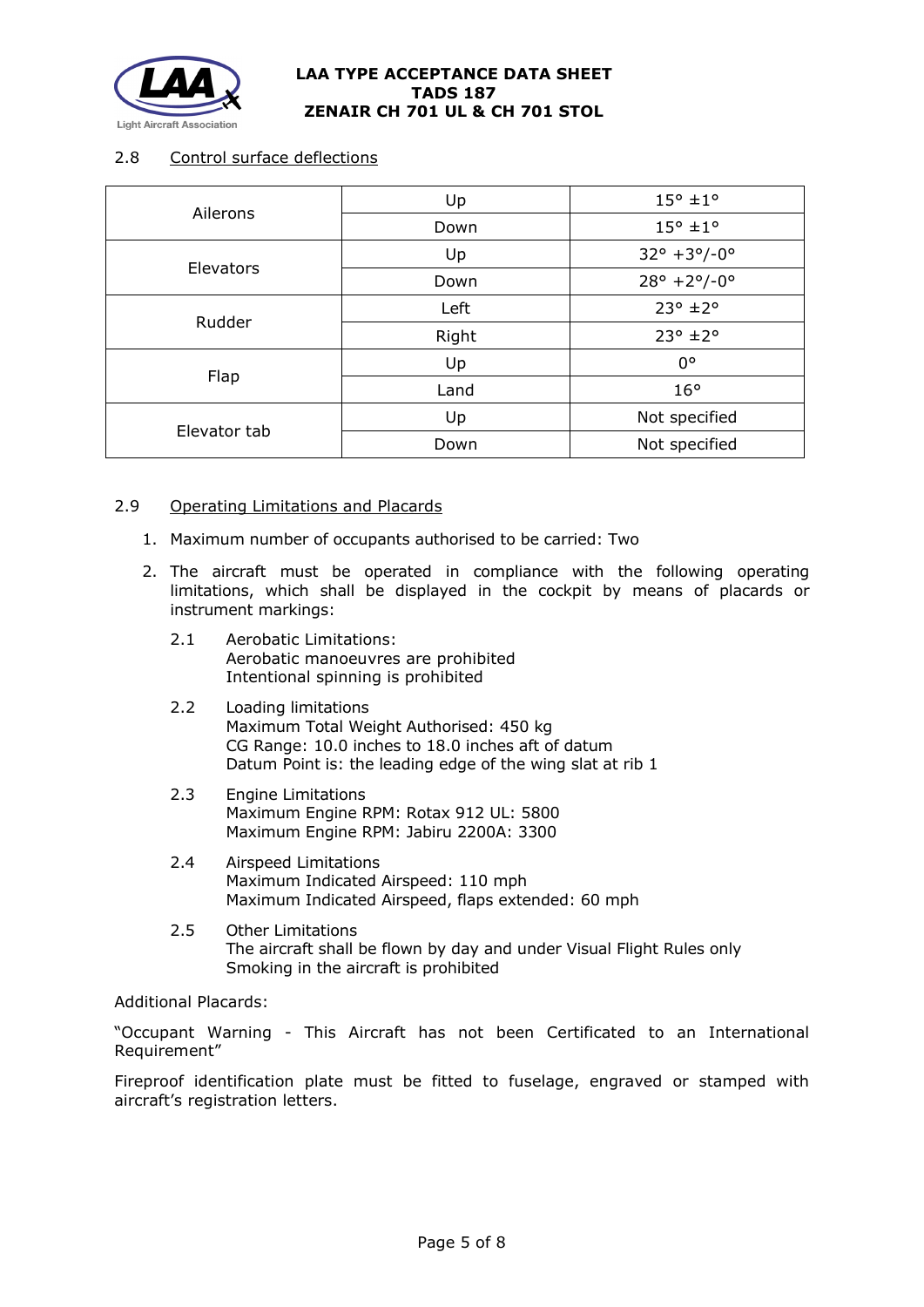### 2.8 Control surface deflections

| | | |
|---|---|---|
| Ailerons | Up | 15° ±1° |
| | Down | 15° ±1° |
| Elevators | Up | 32° +3°/-0° |
| | Down | 28° +2°/-0° |
| Rudder | Left | 23° ±2° |
| | Right | 23° ±2° |
| Flap | Up | 0° |
| | Land | 16° |
| Elevator tab | Up | Not specified |
| | Down | Not specified |

### 2.9 Operating Limitations and Placards

1. Maximum number of occupants authorised to be carried: Two
2. The aircraft must be operated in compliance with the following operating limitations, which shall be displayed in the cockpit by means of placards or instrument markings:

   2.1 Aerobatic Limitations:
   Aerobatic manoeuvres are prohibited
   Intentional spinning is prohibited

   2.2 Loading limitations
   Maximum Total Weight Authorised: 450 kg
   CG Range: 10.0 inches to 18.0 inches aft of datum
   Datum Point is: the leading edge of the wing slat at rib 1

   2.3 Engine Limitations
   Maximum Engine RPM: Rotax 912 UL: 5800
   Maximum Engine RPM: Jabiru 2200A: 3300

   2.4 Airspeed Limitations
   Maximum Indicated Airspeed: 110 mph
   Maximum Indicated Airspeed, flaps extended: 60 mph

   2.5 Other Limitations
   The aircraft shall be flown by day and under Visual Flight Rules only
   Smoking in the aircraft is prohibited

Additional Placards:

"Occupant Warning - This Aircraft has not been Certificated to an International Requirement"

Fireproof identification plate must be fitted to fuselage, engraved or stamped with aircraft's registration letters.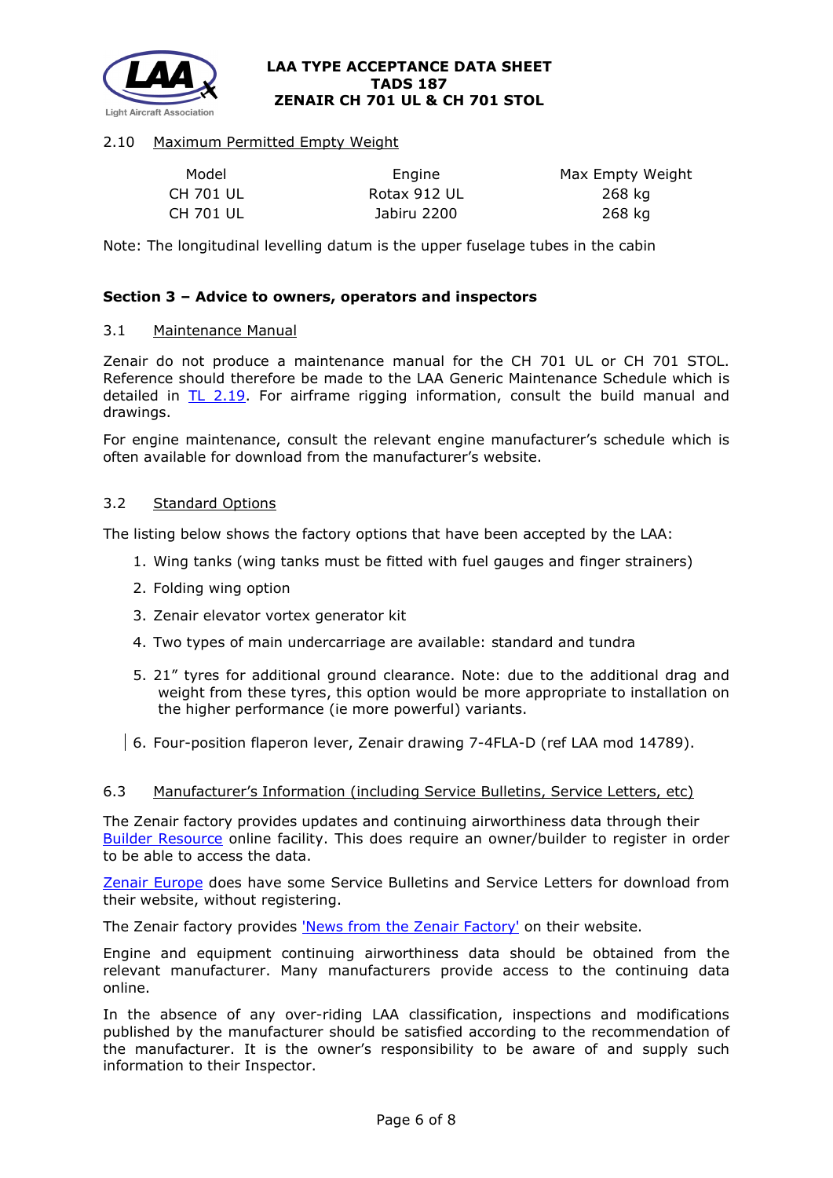2.10 Maximum Permitted Empty Weight

| Model | Engine | Max Empty Weight |
|---|---|---|
| CH 701 UL | Rotax 912 UL | 268 kg |
| CH 701 UL | Jabiru 2200 | 268 kg |

Note: The longitudinal levelling datum is the upper fuselage tubes in the cabin

## Section 3 – Advice to owners, operators and inspectors

### 3.1 Maintenance Manual

Zenair do not produce a maintenance manual for the CH 701 UL or CH 701 STOL. Reference should therefore be made to the LAA Generic Maintenance Schedule which is detailed in TL 2.19. For airframe rigging information, consult the build manual and drawings.

For engine maintenance, consult the relevant engine manufacturer's schedule which is often available for download from the manufacturer's website.

### 3.2 Standard Options

The listing below shows the factory options that have been accepted by the LAA:

1. Wing tanks (wing tanks must be fitted with fuel gauges and finger strainers)
2. Folding wing option
3. Zenair elevator vortex generator kit
4. Two types of main undercarriage are available: standard and tundra
5. 21" tyres for additional ground clearance. Note: due to the additional drag and weight from these tyres, this option would be more appropriate to installation on the higher performance (ie more powerful) variants.
6. Four-position flaperon lever, Zenair drawing 7-4FLA-D (ref LAA mod 14789).

### 6.3 Manufacturer's Information (including Service Bulletins, Service Letters, etc)

The Zenair factory provides updates and continuing airworthiness data through their Builder Resource online facility. This does require an owner/builder to register in order to be able to access the data.

Zenair Europe does have some Service Bulletins and Service Letters for download from their website, without registering.

The Zenair factory provides 'News from the Zenair Factory' on their website.

Engine and equipment continuing airworthiness data should be obtained from the relevant manufacturer. Many manufacturers provide access to the continuing data online.

In the absence of any over-riding LAA classification, inspections and modifications published by the manufacturer should be satisfied according to the recommendation of the manufacturer. It is the owner's responsibility to be aware of and supply such information to their Inspector.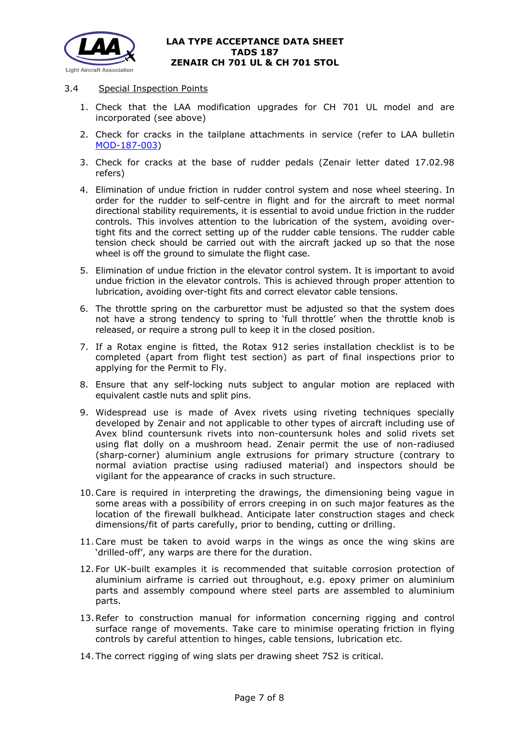### 3.4 Special Inspection Points

1. Check that the LAA modification upgrades for CH 701 UL model and are incorporated (see above)
2. Check for cracks in the tailplane attachments in service (refer to LAA bulletin MOD-187-003)
3. Check for cracks at the base of rudder pedals (Zenair letter dated 17.02.98 refers)
4. Elimination of undue friction in rudder control system and nose wheel steering. In order for the rudder to self-centre in flight and for the aircraft to meet normal directional stability requirements, it is essential to avoid undue friction in the rudder controls. This involves attention to the lubrication of the system, avoiding over-tight fits and the correct setting up of the rudder cable tensions. The rudder cable tension check should be carried out with the aircraft jacked up so that the nose wheel is off the ground to simulate the flight case.
5. Elimination of undue friction in the elevator control system. It is important to avoid undue friction in the elevator controls. This is achieved through proper attention to lubrication, avoiding over-tight fits and correct elevator cable tensions.
6. The throttle spring on the carburettor must be adjusted so that the system does not have a strong tendency to spring to 'full throttle' when the throttle knob is released, or require a strong pull to keep it in the closed position.
7. If a Rotax engine is fitted, the Rotax 912 series installation checklist is to be completed (apart from flight test section) as part of final inspections prior to applying for the Permit to Fly.
8. Ensure that any self-locking nuts subject to angular motion are replaced with equivalent castle nuts and split pins.
9. Widespread use is made of Avex rivets using riveting techniques specially developed by Zenair and not applicable to other types of aircraft including use of Avex blind countersunk rivets into non-countersunk holes and solid rivets set using flat dolly on a mushroom head. Zenair permit the use of non-radiused (sharp-corner) aluminium angle extrusions for primary structure (contrary to normal aviation practise using radiused material) and inspectors should be vigilant for the appearance of cracks in such structure.
10. Care is required in interpreting the drawings, the dimensioning being vague in some areas with a possibility of errors creeping in on such major features as the location of the firewall bulkhead. Anticipate later construction stages and check dimensions/fit of parts carefully, prior to bending, cutting or drilling.
11. Care must be taken to avoid warps in the wings as once the wing skins are 'drilled-off', any warps are there for the duration.
12. For UK-built examples it is recommended that suitable corrosion protection of aluminium airframe is carried out throughout, e.g. epoxy primer on aluminium parts and assembly compound where steel parts are assembled to aluminium parts.
13. Refer to construction manual for information concerning rigging and control surface range of movements. Take care to minimise operating friction in flying controls by careful attention to hinges, cable tensions, lubrication etc.
14. The correct rigging of wing slats per drawing sheet 7S2 is critical.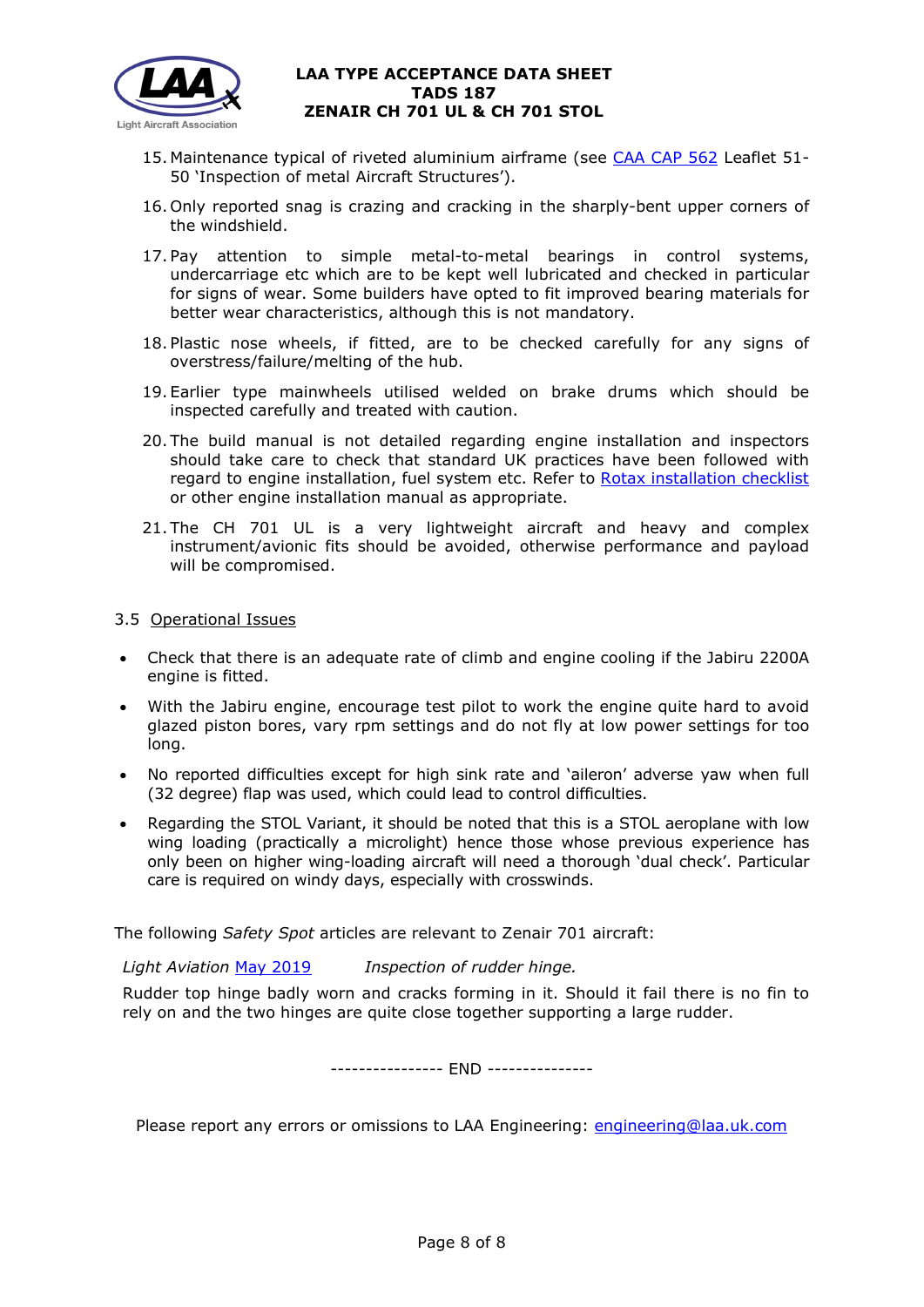15. Maintenance typical of riveted aluminium airframe (see [CAA CAP 562] Leaflet 51-50 'Inspection of metal Aircraft Structures').
16. Only reported snag is crazing and cracking in the sharply-bent upper corners of the windshield.
17. Pay attention to simple metal-to-metal bearings in control systems, undercarriage etc which are to be kept well lubricated and checked in particular for signs of wear. Some builders have opted to fit improved bearing materials for better wear characteristics, although this is not mandatory.
18. Plastic nose wheels, if fitted, are to be checked carefully for any signs of overstress/failure/melting of the hub.
19. Earlier type mainwheels utilised welded on brake drums which should be inspected carefully and treated with caution.
20. The build manual is not detailed regarding engine installation and inspectors should take care to check that standard UK practices have been followed with regard to engine installation, fuel system etc. Refer to Rotax installation checklist or other engine installation manual as appropriate.
21. The CH 701 UL is a very lightweight aircraft and heavy and complex instrument/avionic fits should be avoided, otherwise performance and payload will be compromised.

3.5 Operational Issues

- Check that there is an adequate rate of climb and engine cooling if the Jabiru 2200A engine is fitted.
- With the Jabiru engine, encourage test pilot to work the engine quite hard to avoid glazed piston bores, vary rpm settings and do not fly at low power settings for too long.
- No reported difficulties except for high sink rate and 'aileron' adverse yaw when full (32 degree) flap was used, which could lead to control difficulties.
- Regarding the STOL Variant, it should be noted that this is a STOL aeroplane with low wing loading (practically a microlight) hence those whose previous experience has only been on higher wing-loading aircraft will need a thorough 'dual check'. Particular care is required on windy days, especially with crosswinds.

The following *Safety Spot* articles are relevant to Zenair 701 aircraft:

*Light Aviation* May 2019 *Inspection of rudder hinge.*

Rudder top hinge badly worn and cracks forming in it. Should it fail there is no fin to rely on and the two hinges are quite close together supporting a large rudder.

---------------- END ---------------

Please report any errors or omissions to LAA Engineering: engineering@laa.uk.com